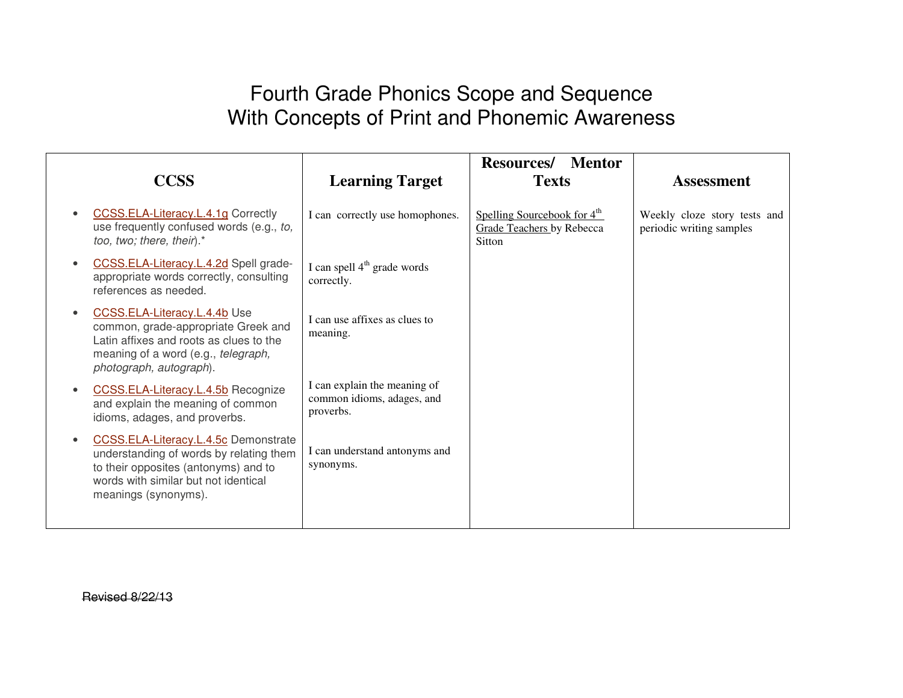# Fourth Grade Phonics Scope and Sequence
## With Concepts of Print and Phonemic Awareness

| CCSS | Learning Target | Resources/ Mentor Texts | Assessment |
|---|---|---|---|
| • CCSS.ELA-Literacy.L.4.1g Correctly use frequently confused words (e.g., *to, too, two; there, their*).* | I can correctly use homophones. | Spelling Sourcebook for 4th Grade Teachers by Rebecca Sitton | Weekly cloze story tests and periodic writing samples |
| • CCSS.ELA-Literacy.L.4.2d Spell grade-appropriate words correctly, consulting references as needed. | I can spell 4th grade words correctly. | | |
| • CCSS.ELA-Literacy.L.4.4b Use common, grade-appropriate Greek and Latin affixes and roots as clues to the meaning of a word (e.g., *telegraph, photograph, autograph*). | I can use affixes as clues to meaning. | | |
| • CCSS.ELA-Literacy.L.4.5b Recognize and explain the meaning of common idioms, adages, and proverbs. | I can explain the meaning of common idioms, adages, and proverbs. | | |
| • CCSS.ELA-Literacy.L.4.5c Demonstrate understanding of words by relating them to their opposites (antonyms) and to words with similar but not identical meanings (synonyms). | I can understand antonyms and synonyms. | | |

~~Revised 8/22/13~~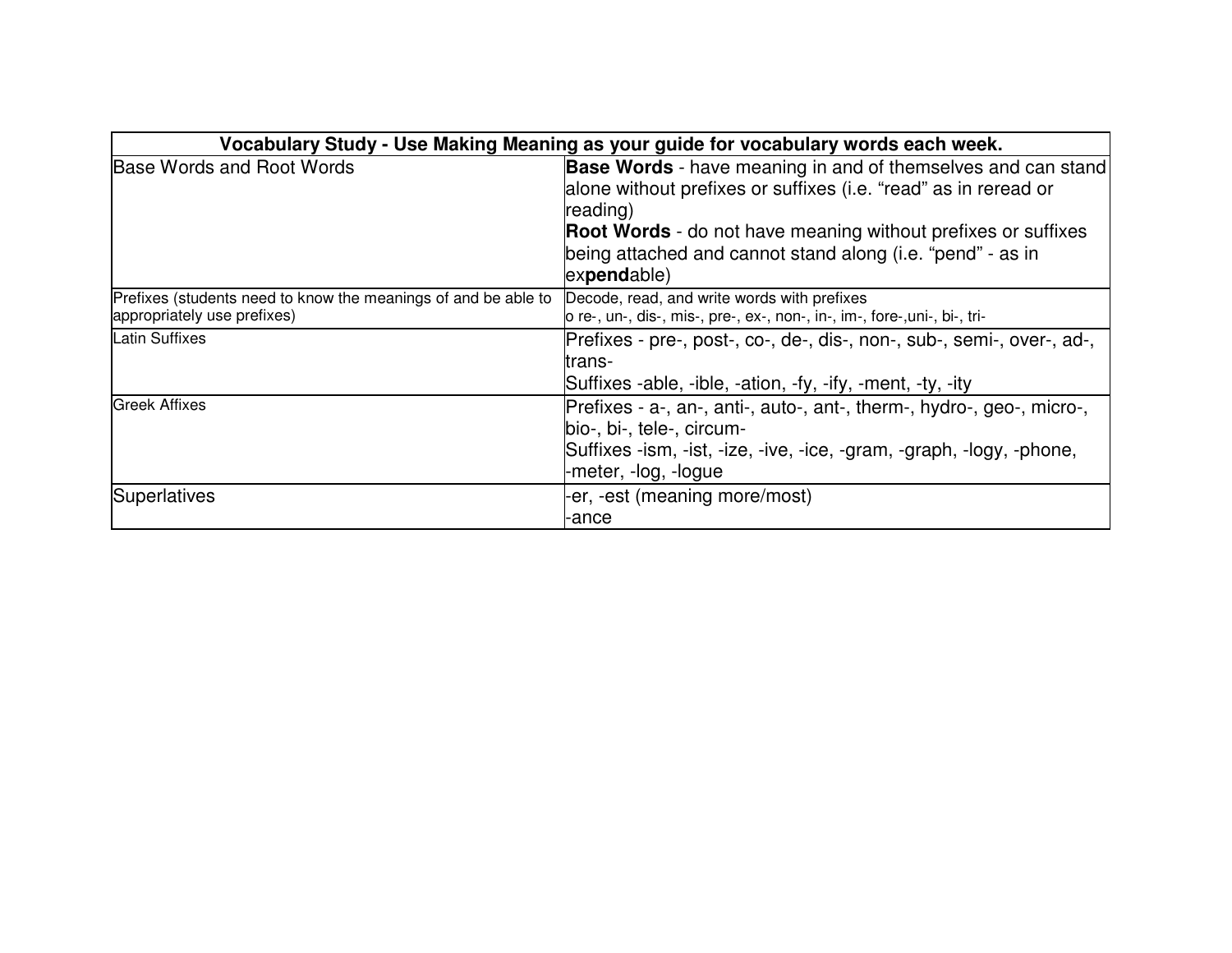| Vocabulary Study - Use Making Meaning as your guide for vocabulary words each week. | |
|---|---|
| Base Words and Root Words | **Base Words** - have meaning in and of themselves and can stand alone without prefixes or suffixes (i.e. "read" as in reread or reading)<br>**Root Words** - do not have meaning without prefixes or suffixes being attached and cannot stand along (i.e. "pend" - as in ex**pend**able) |
| Prefixes (students need to know the meanings of and be able to appropriately use prefixes) | Decode, read, and write words with prefixes<br>o re-, un-, dis-, mis-, pre-, ex-, non-, in-, im-, fore-,uni-, bi-, tri- |
| Latin Suffixes | Prefixes - pre-, post-, co-, de-, dis-, non-, sub-, semi-, over-, ad-, trans-<br>Suffixes -able, -ible, -ation, -fy, -ify, -ment, -ty, -ity |
| Greek Affixes | Prefixes - a-, an-, anti-, auto-, ant-, therm-, hydro-, geo-, micro-, bio-, bi-, tele-, circum-<br>Suffixes -ism, -ist, -ize, -ive, -ice, -gram, -graph, -logy, -phone, -meter, -log, -logue |
| Superlatives | -er, -est (meaning more/most)<br>-ance |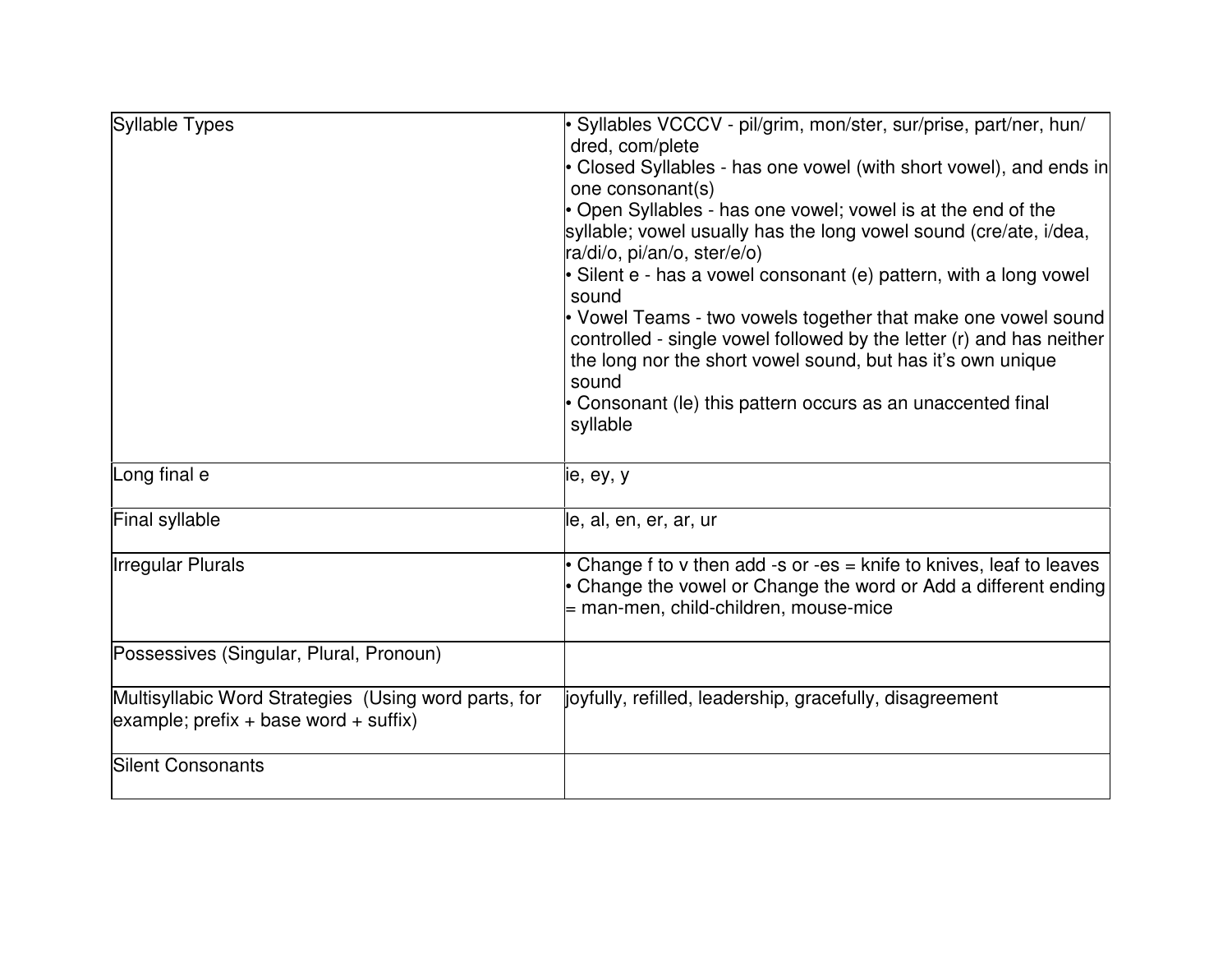| Syllable Types | • Syllables VCCCV - pil/grim, mon/ster, sur/prise, part/ner, hun/dred, com/plete<br>• Closed Syllables - has one vowel (with short vowel), and ends in one consonant(s)<br>• Open Syllables - has one vowel; vowel is at the end of the syllable; vowel usually has the long vowel sound (cre/ate, i/dea, ra/di/o, pi/an/o, ster/e/o)<br>• Silent e - has a vowel consonant (e) pattern, with a long vowel sound<br>• Vowel Teams - two vowels together that make one vowel sound controlled - single vowel followed by the letter (r) and has neither the long nor the short vowel sound, but has it's own unique sound<br>• Consonant (le) this pattern occurs as an unaccented final syllable |
|---|---|
| Long final e | ie, ey, y |
| Final syllable | le, al, en, er, ar, ur |
| Irregular Plurals | • Change f to v then add -s or -es = knife to knives, leaf to leaves<br>• Change the vowel or Change the word or Add a different ending = man-men, child-children, mouse-mice |
| Possessives (Singular, Plural, Pronoun) | |
| Multisyllabic Word Strategies (Using word parts, for example; prefix + base word + suffix) | joyfully, refilled, leadership, gracefully, disagreement |
| Silent Consonants | |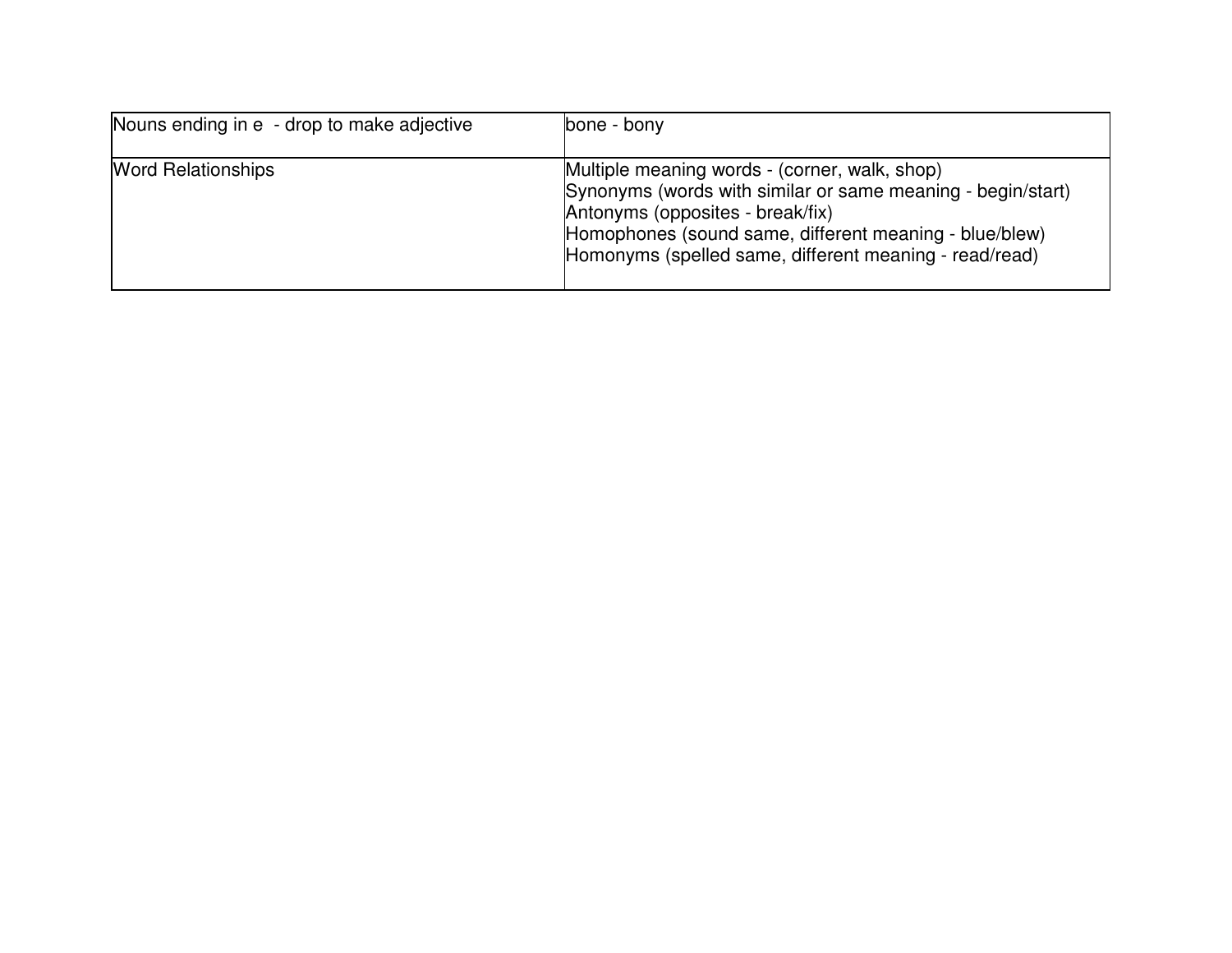| | |
|---|---|
| Nouns ending in e - drop to make adjective | bone - bony |
| Word Relationships | Multiple meaning words - (corner, walk, shop)<br>Synonyms (words with similar or same meaning - begin/start)<br>Antonyms (opposites - break/fix)<br>Homophones (sound same, different meaning - blue/blew)<br>Homonyms (spelled same, different meaning - read/read) |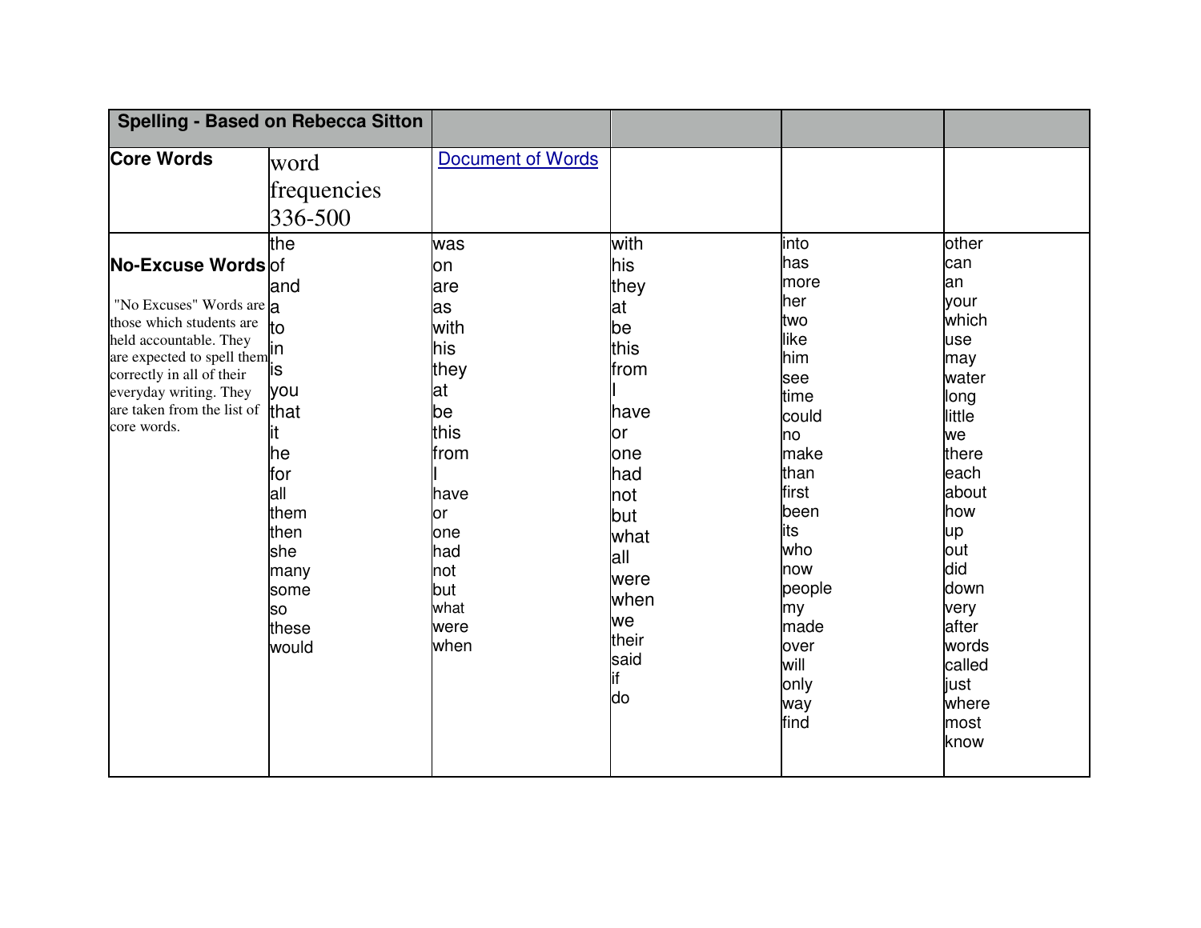| Spelling - Based on Rebecca Sitton | | | | | |
|---|---|---|---|---|---|
| **Core Words** | word frequencies 336-500 | [Document of Words]() | | | |
| **No-Excuse Words**<br><br>"No Excuses" Words are those which students are held accountable. They are expected to spell them correctly in all of their everyday writing. They are taken from the list of core words. | the<br>of<br>and<br>a<br>to<br>in<br>is<br>you<br>that<br>it<br>he<br>for<br>all<br>them<br>then<br>she<br>many<br>some<br>so<br>these<br>would | was<br>on<br>are<br>as<br>with<br>his<br>they<br>at<br>be<br>this<br>from<br>I<br>have<br>or<br>one<br>had<br>not<br>but<br>what<br>were<br>when | with<br>his<br>they<br>at<br>be<br>this<br>from<br>I<br>have<br>or<br>one<br>had<br>not<br>but<br>what<br>all<br>were<br>when<br>we<br>their<br>said<br>if<br>do | into<br>has<br>more<br>her<br>two<br>like<br>him<br>see<br>time<br>could<br>no<br>make<br>than<br>first<br>been<br>its<br>who<br>now<br>people<br>my<br>made<br>over<br>will<br>only<br>way<br>find | other<br>can<br>an<br>your<br>which<br>use<br>may<br>water<br>long<br>little<br>we<br>there<br>each<br>about<br>how<br>up<br>out<br>did<br>down<br>very<br>after<br>words<br>called<br>just<br>where<br>most<br>know |